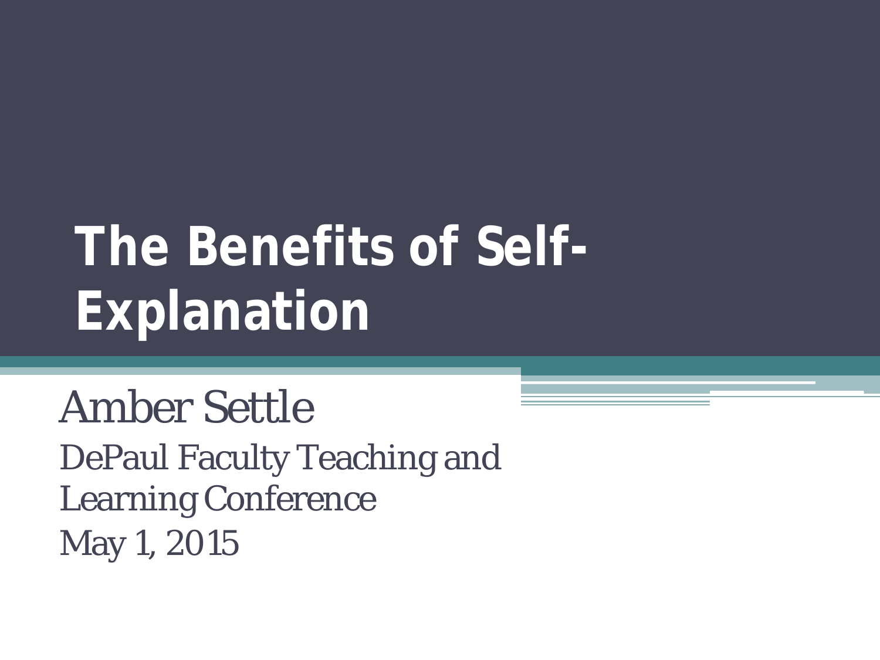# The Benefits of Self-Explanation

Amber Settle

DePaul Faculty Teaching and Learning Conference

May 1, 2015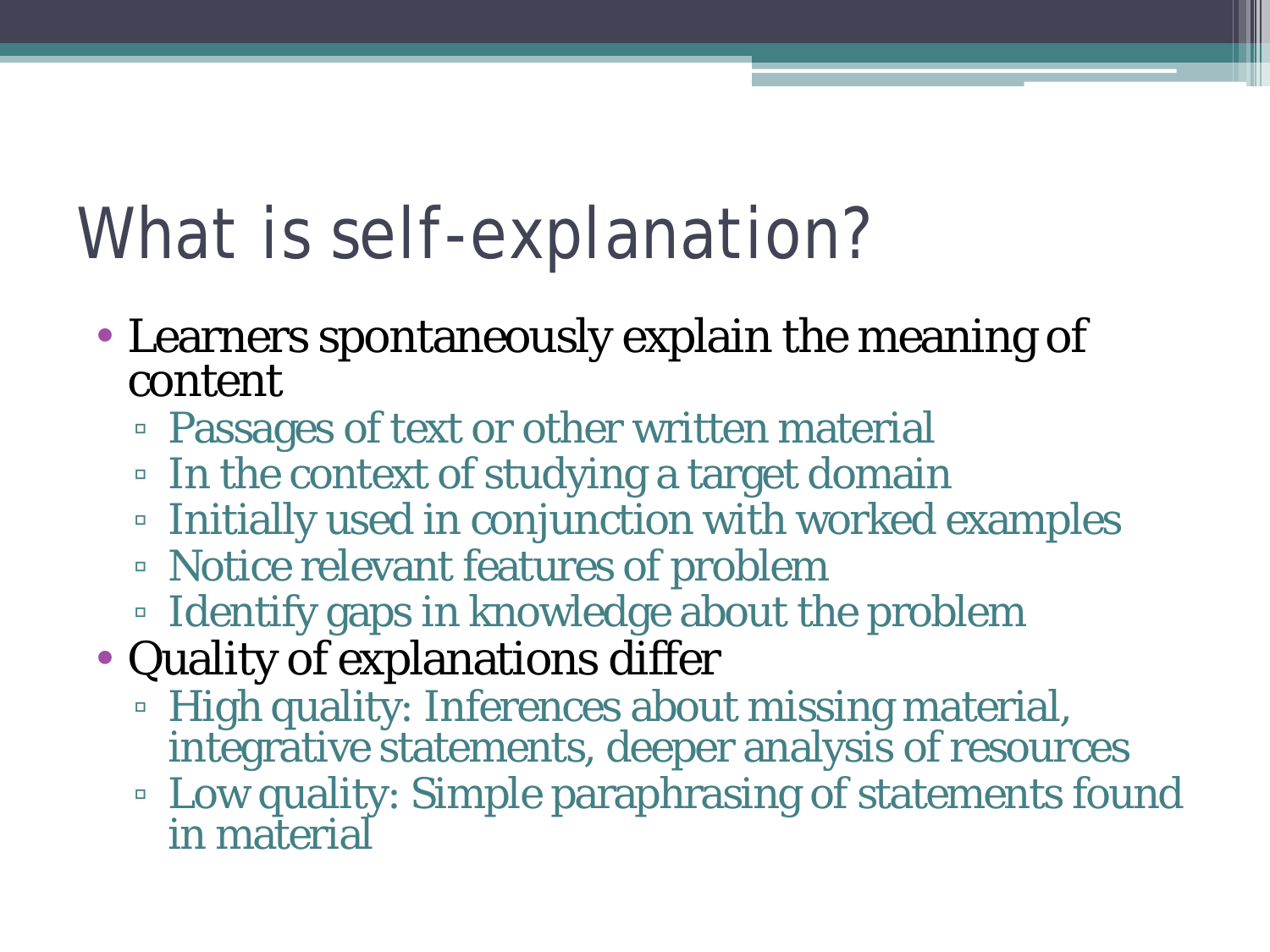# What is self-explanation?

- Learners spontaneously explain the meaning of content
  - Passages of text or other written material
  - In the context of studying a target domain
  - Initially used in conjunction with worked examples
  - Notice relevant features of problem
  - Identify gaps in knowledge about the problem
- Quality of explanations differ
  - High quality: Inferences about missing material, integrative statements, deeper analysis of resources
  - Low quality: Simple paraphrasing of statements found in material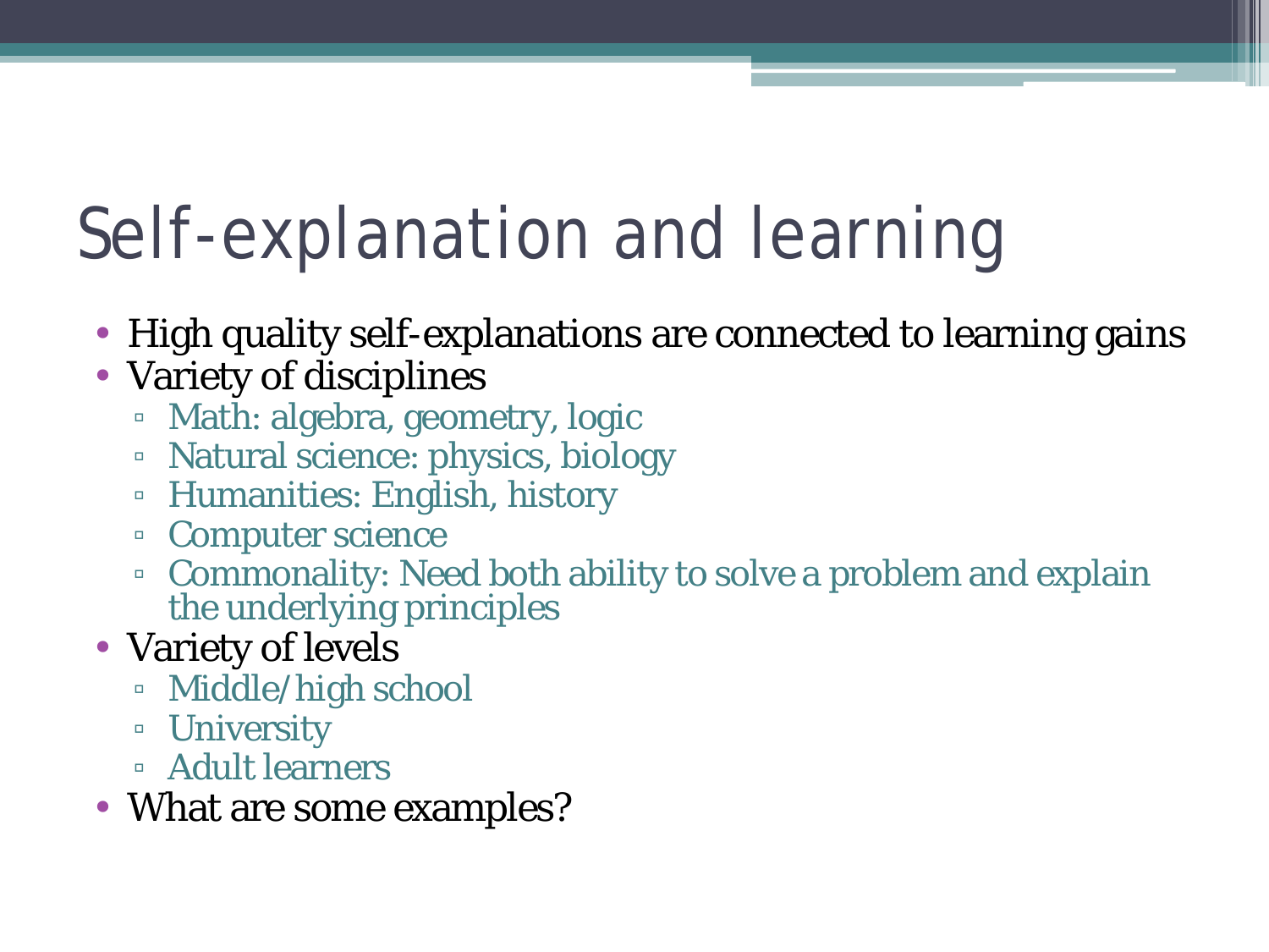# Self-explanation and learning

- High quality self-explanations are connected to learning gains
- Variety of disciplines
  - Math: algebra, geometry, logic
  - Natural science: physics, biology
  - Humanities: English, history
  - Computer science
  - Commonality: Need both ability to solve a problem and explain the underlying principles
- Variety of levels
  - Middle/high school
  - University
  - Adult learners
- What are some examples?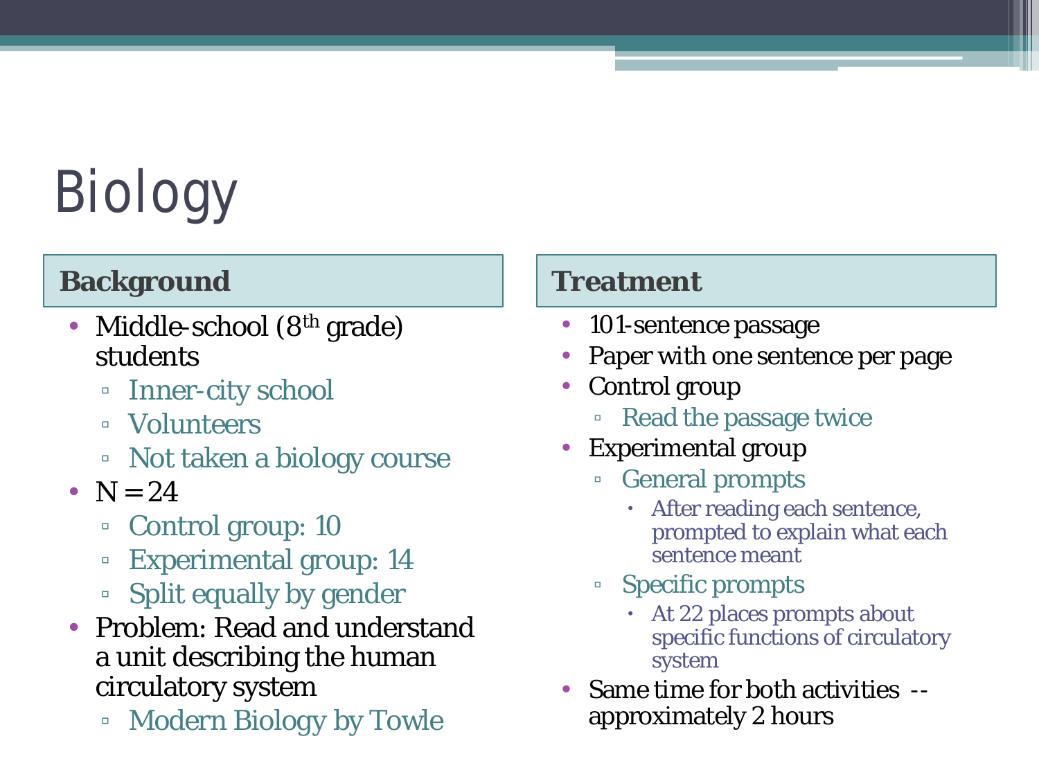# Biology

## Background

- Middle-school (8th grade) students
  - Inner-city school
  - Volunteers
  - Not taken a biology course
- N = 24
  - Control group: 10
  - Experimental group: 14
  - Split equally by gender
- Problem: Read and understand a unit describing the human circulatory system
  - Modern Biology by Towle

## Treatment

- 101-sentence passage
- Paper with one sentence per page
- Control group
  - Read the passage twice
- Experimental group
  - General prompts
    - After reading each sentence, prompted to explain what each sentence meant
  - Specific prompts
    - At 22 places prompts about specific functions of circulatory system
- Same time for both activities -- approximately 2 hours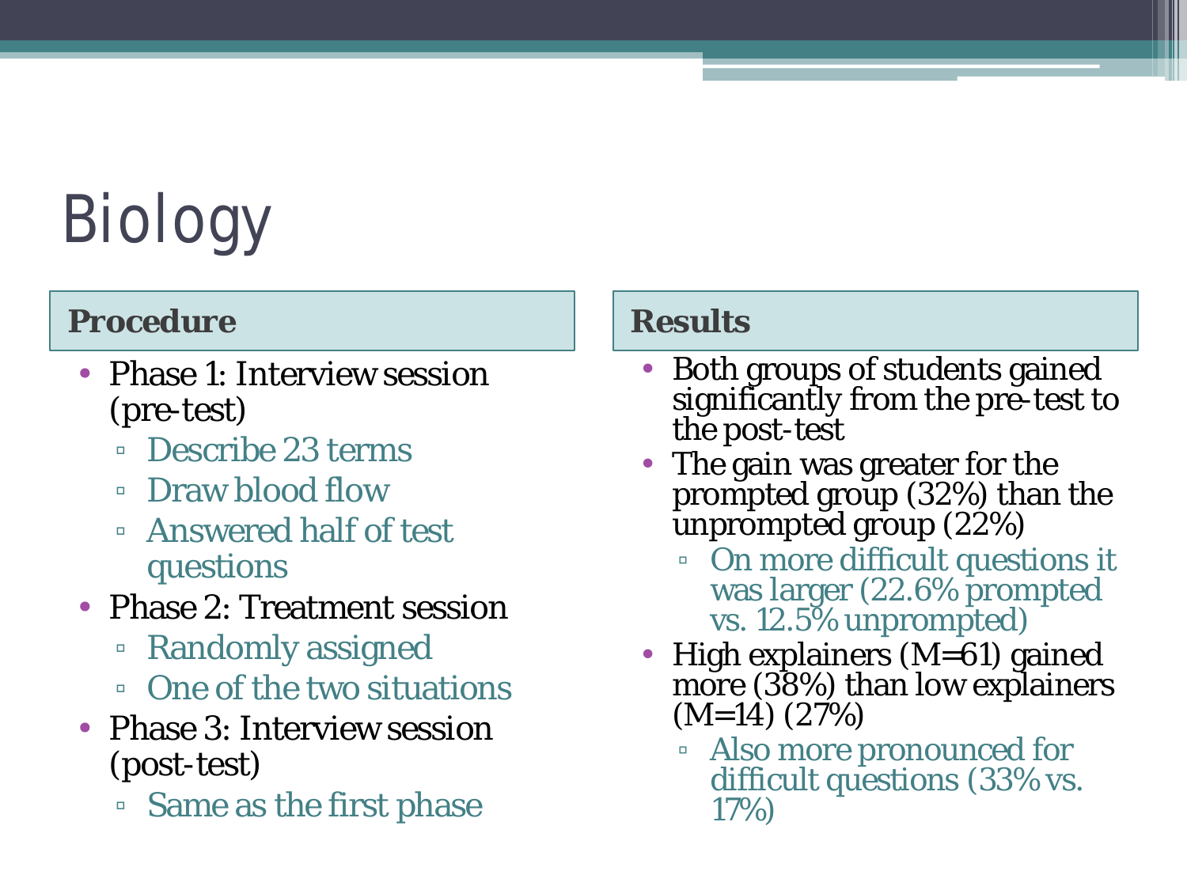# Biology

## Procedure

- Phase 1: Interview session (pre-test)
  - Describe 23 terms
  - Draw blood flow
  - Answered half of test questions
- Phase 2: Treatment session
  - Randomly assigned
  - One of the two situations
- Phase 3: Interview session (post-test)
  - Same as the first phase

## Results

- Both groups of students gained significantly from the pre-test to the post-test
- The gain was greater for the prompted group (32%) than the unprompted group (22%)
  - On more difficult questions it was larger (22.6% prompted vs. 12.5% unprompted)
- High explainers (M=61) gained more (38%) than low explainers (M=14) (27%)
  - Also more pronounced for difficult questions (33% vs. 17%)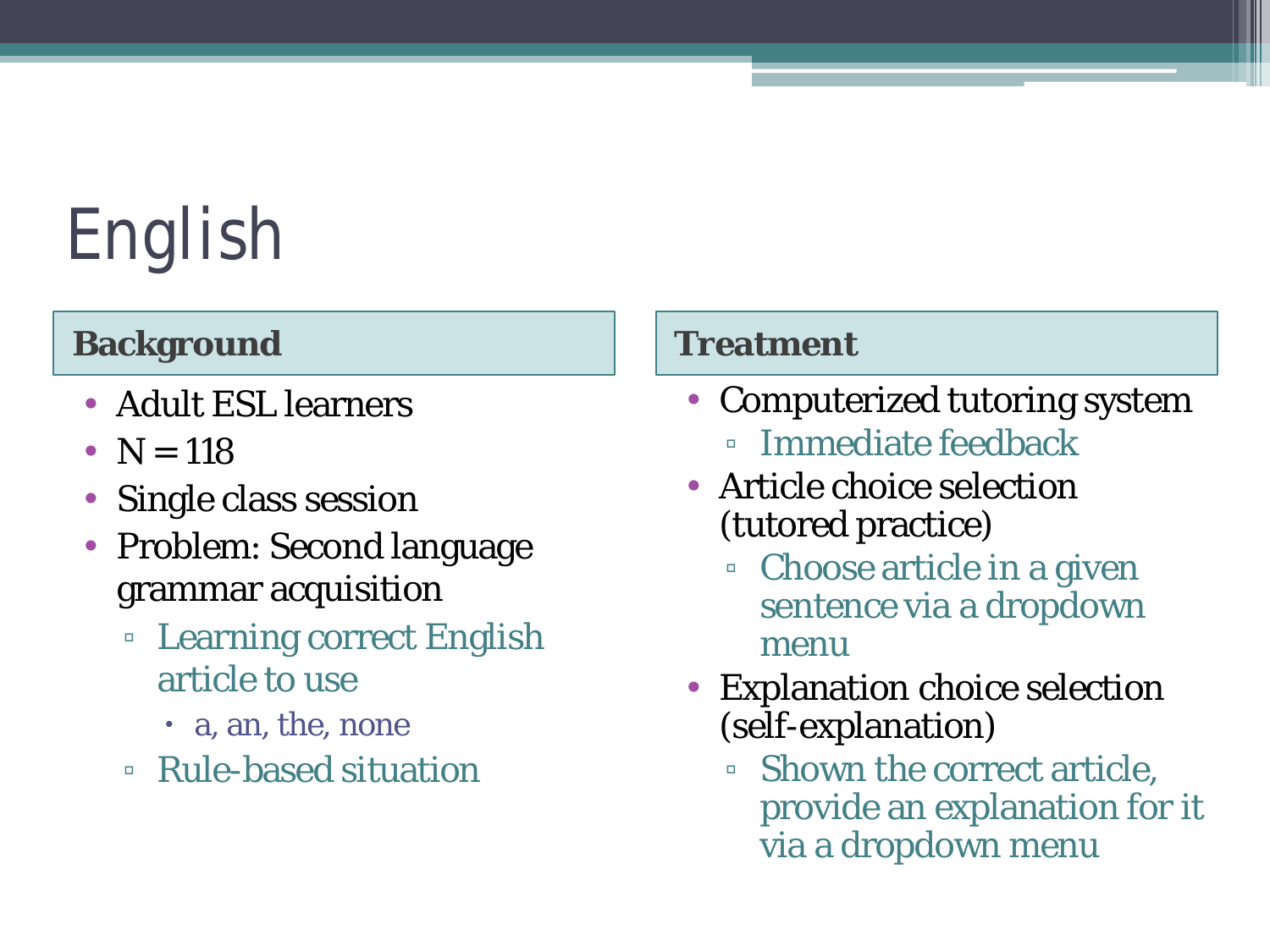# English

## Background

- Adult ESL learners
- N = 118
- Single class session
- Problem: Second language grammar acquisition
  - Learning correct English article to use
    - a, an, the, none
  - Rule-based situation

## Treatment

- Computerized tutoring system
  - Immediate feedback
- Article choice selection (tutored practice)
  - Choose article in a given sentence via a dropdown menu
- Explanation choice selection (self-explanation)
  - Shown the correct article, provide an explanation for it via a dropdown menu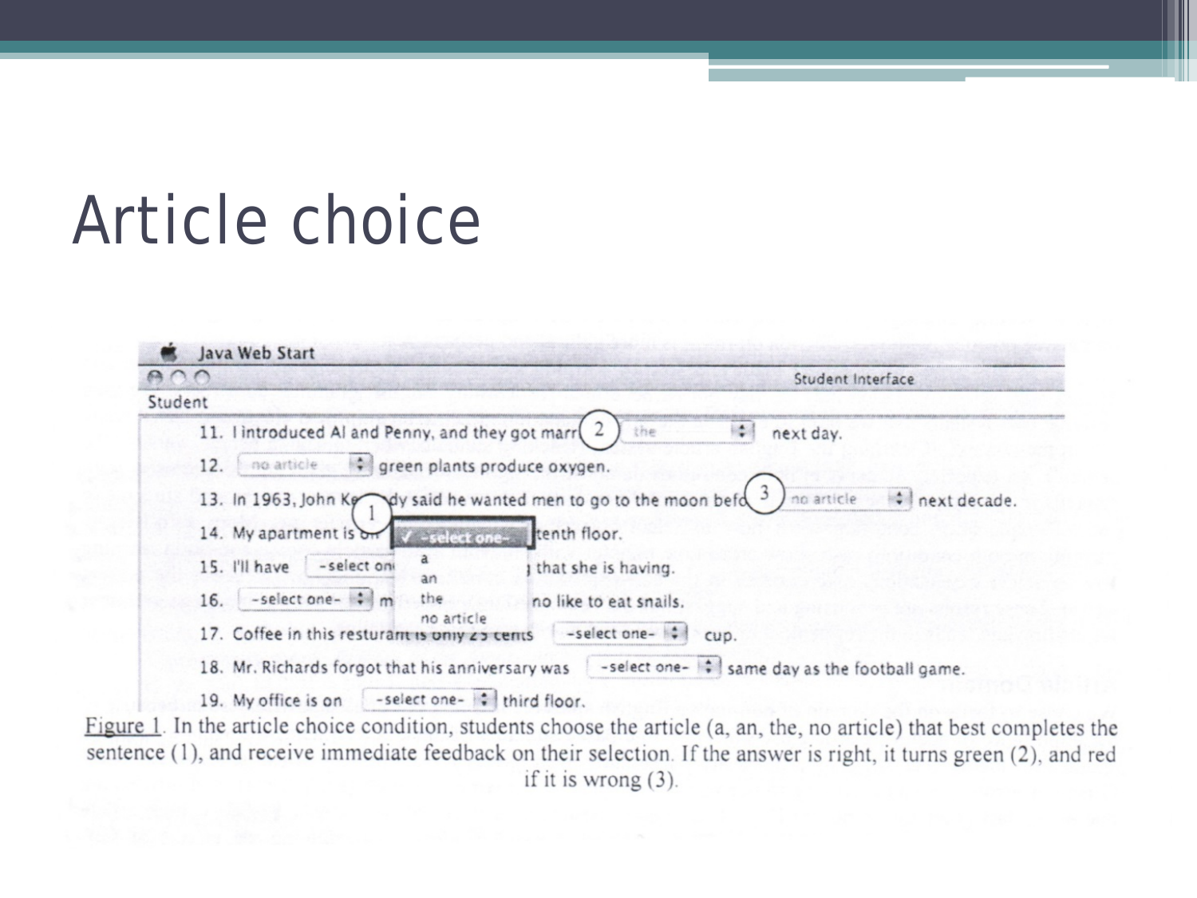# Article choice

Java Web Start

Student Interface

Student

11. I introduced Al and Penny, and they got marr[2] the next day.
12. no article green plants produce oxygen.
13. In 1963, John Ke[1]dy said he wanted men to go to the moon befo[3] no article next decade.
14. My apartment is on ✓ -select one- tenth floor.
15. I'll have -select one- a / an / the / no article that she is having.
16. -select one- m... no like to eat snails.
17. Coffee in this resturant is only 25 cents -select one- cup.
18. Mr. Richards forgot that his anniversary was -select one- same day as the football game.
19. My office is on -select one- third floor.

Figure 1. In the article choice condition, students choose the article (a, an, the, no article) that best completes the sentence (1), and receive immediate feedback on their selection. If the answer is right, it turns green (2), and red if it is wrong (3).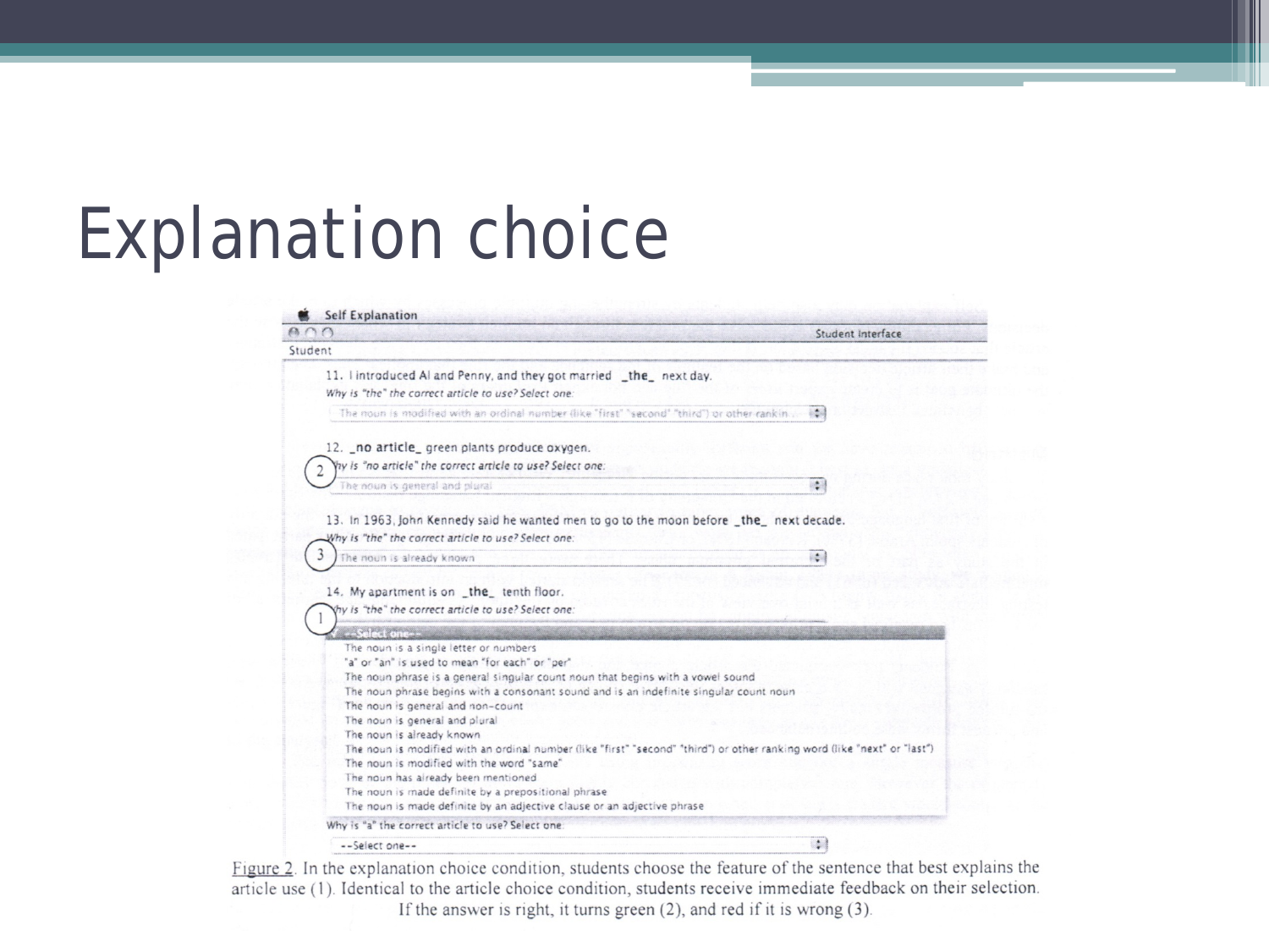# Explanation choice

Self Explanation

Student Interface

Student

11. I introduced Al and Penny, and they got married _the_ next day.

*Why is "the" the correct article to use? Select one:*

The noun is modified with an ordinal number (like "first" "second" "third") or other rankin...

12. _no article_ green plants produce oxygen.

*Why is "no article" the correct article to use? Select one:*

The noun is general and plural

13. In 1963, John Kennedy said he wanted men to go to the moon before _the_ next decade.

*Why is "the" the correct article to use? Select one:*

The noun is already known

14. My apartment is on _the_ tenth floor.

*Why is "the" the correct article to use? Select one:*

--Select one--
- The noun is a single letter or numbers
- "a" or "an" is used to mean "for each" or "per"
- The noun phrase is a general singular count noun that begins with a vowel sound
- The noun phrase begins with a consonant sound and is an indefinite singular count noun
- The noun is general and non-count
- The noun is general and plural
- The noun is already known
- The noun is modified with an ordinal number (like "first" "second" "third") or other ranking word (like "next" or "last")
- The noun is modified with the word "same"
- The noun has already been mentioned
- The noun is made definite by a prepositional phrase
- The noun is made definite by an adjective clause or an adjective phrase

*Why is "a" the correct article to use? Select one:*

--Select one--

Figure 2. In the explanation choice condition, students choose the feature of the sentence that best explains the article use (1). Identical to the article choice condition, students receive immediate feedback on their selection. If the answer is right, it turns green (2), and red if it is wrong (3).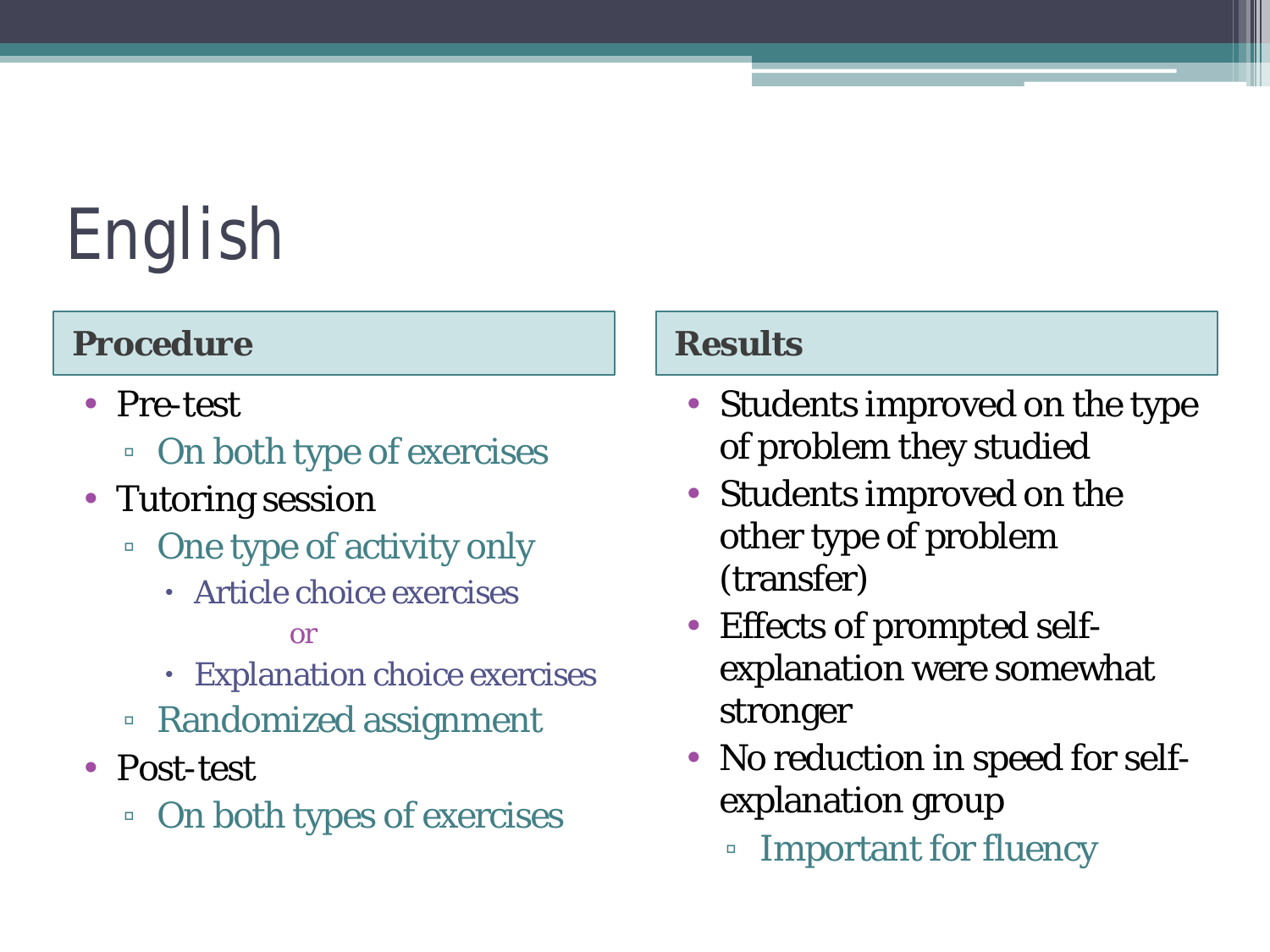# English

## Procedure

- Pre-test
  - On both type of exercises
- Tutoring session
  - One type of activity only
    - Article choice exercises

      or
    - Explanation choice exercises
  - Randomized assignment
- Post-test
  - On both types of exercises

## Results

- Students improved on the type of problem they studied
- Students improved on the other type of problem (transfer)
- Effects of prompted self-explanation were somewhat stronger
- No reduction in speed for self-explanation group
  - Important for fluency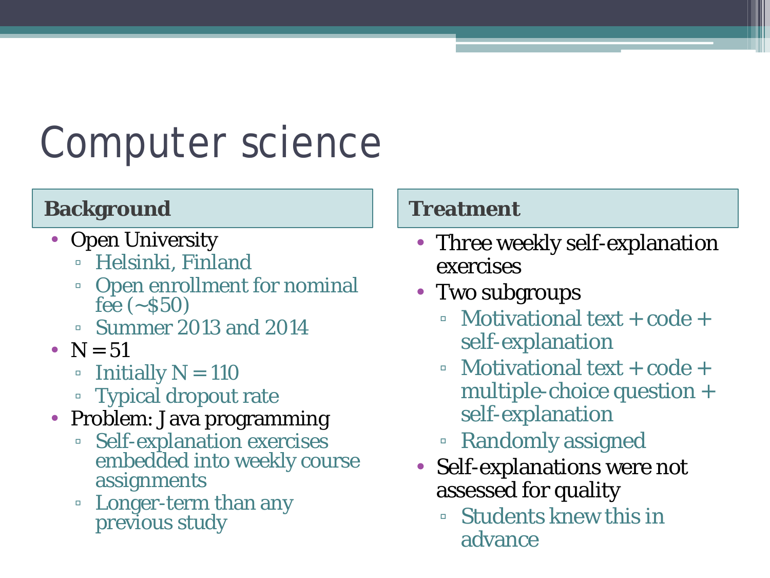# Computer science

## Background

- Open University
  - Helsinki, Finland
  - Open enrollment for nominal fee (~$50)
  - Summer 2013 and 2014
- N = 51
  - Initially N = 110
  - Typical dropout rate
- Problem: Java programming
  - Self-explanation exercises embedded into weekly course assignments
  - Longer-term than any previous study

## Treatment

- Three weekly self-explanation exercises
- Two subgroups
  - Motivational text + code + self-explanation
  - Motivational text + code + multiple-choice question + self-explanation
  - Randomly assigned
- Self-explanations were not assessed for quality
  - Students knew this in advance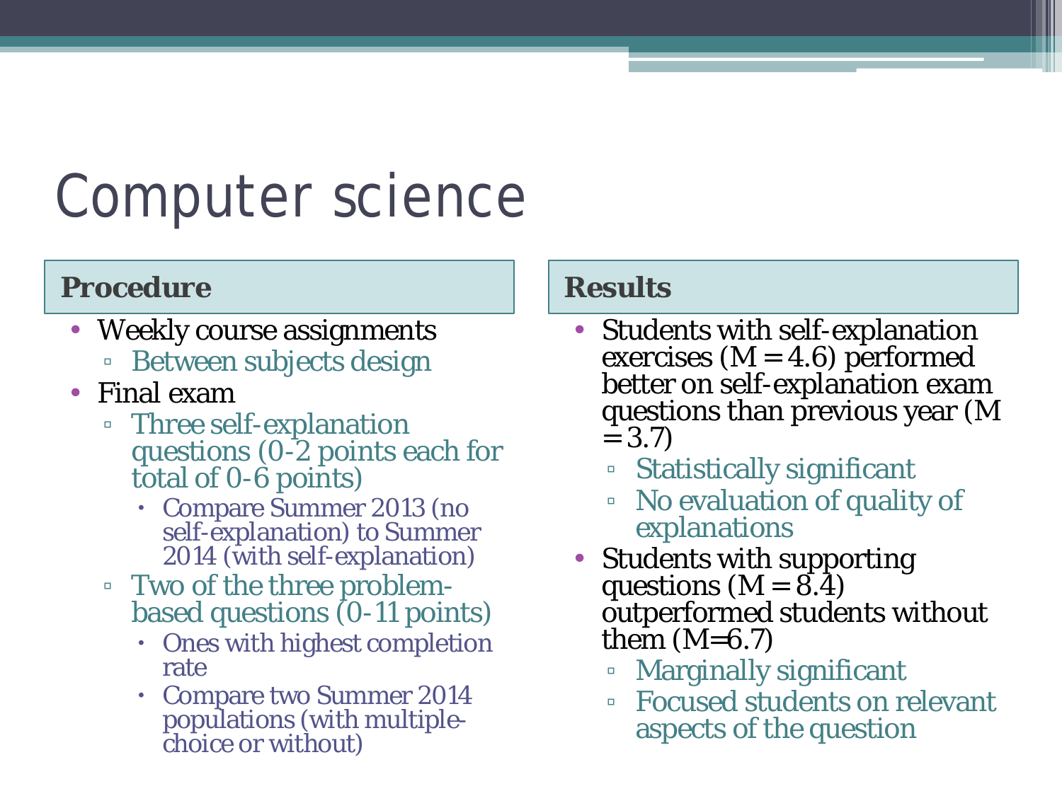# Computer science

## Procedure

- Weekly course assignments
  - Between subjects design
- Final exam
  - Three self-explanation questions (0-2 points each for total of 0-6 points)
    - Compare Summer 2013 (no self-explanation) to Summer 2014 (with self-explanation)
  - Two of the three problem-based questions (0-11 points)
    - Ones with highest completion rate
    - Compare two Summer 2014 populations (with multiple-choice or without)

## Results

- Students with self-explanation exercises ($M = 4.6$) performed better on self-explanation exam questions than previous year ($M = 3.7$)
  - Statistically significant
  - No evaluation of quality of explanations
- Students with supporting questions ($M = 8.4$) outperformed students without them ($M = 6.7$)
  - Marginally significant
  - Focused students on relevant aspects of the question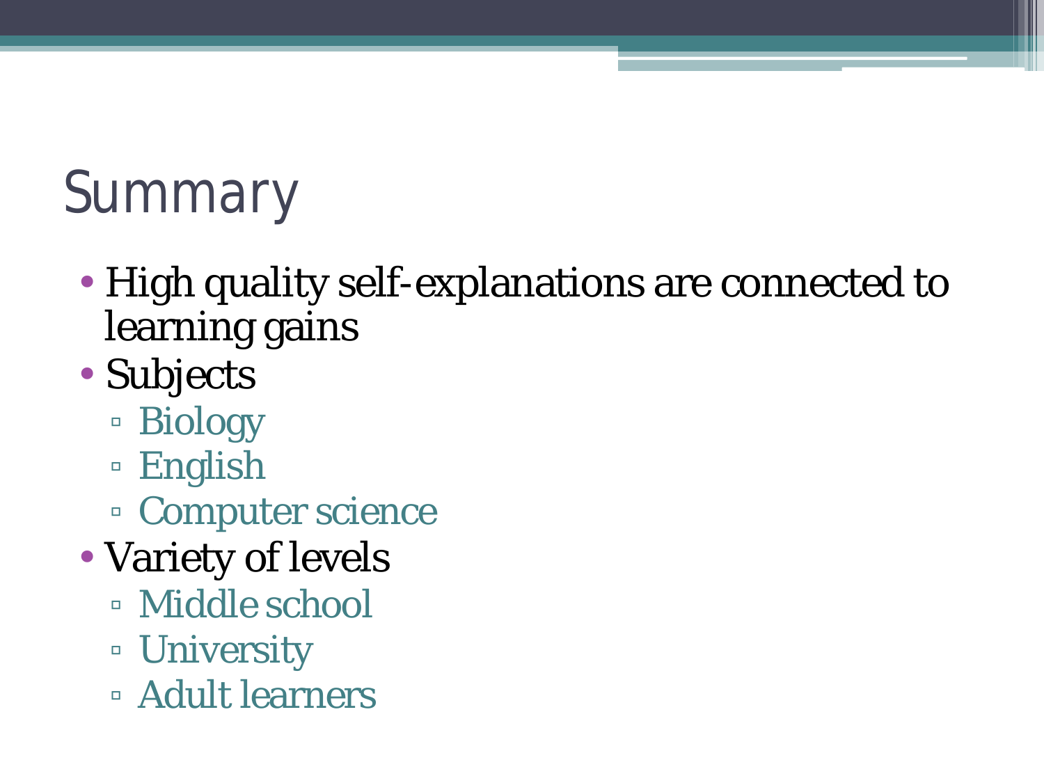# Summary

- High quality self-explanations are connected to learning gains
- Subjects
  - Biology
  - English
  - Computer science
- Variety of levels
  - Middle school
  - University
  - Adult learners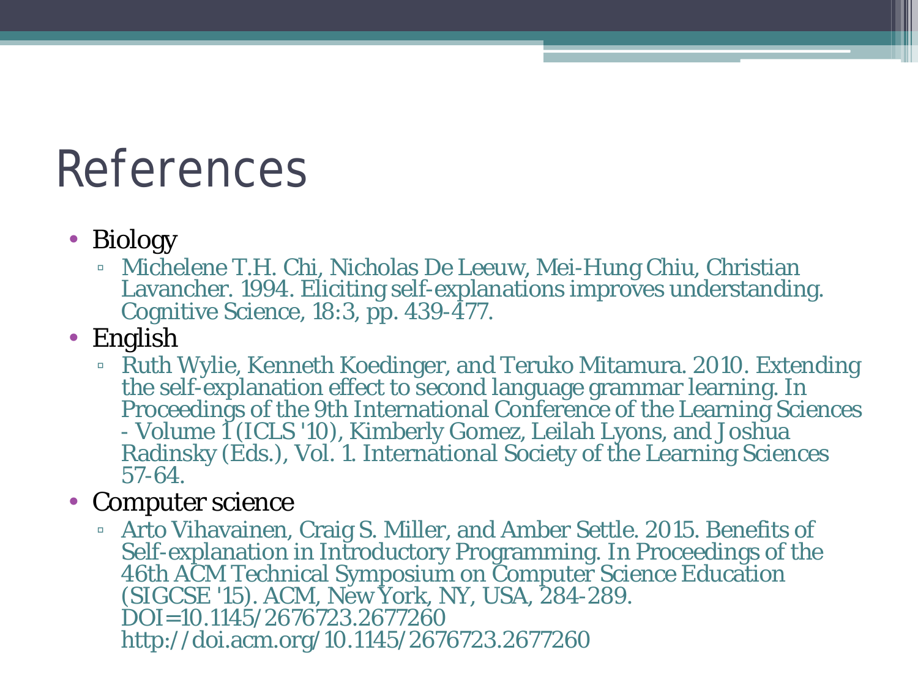# References

- Biology
  - Michelene T.H. Chi, Nicholas De Leeuw, Mei-Hung Chiu, Christian Lavancher. 1994. Eliciting self-explanations improves understanding. Cognitive Science, 18:3, pp. 439-477.
- English
  - Ruth Wylie, Kenneth Koedinger, and Teruko Mitamura. 2010. Extending the self-explanation effect to second language grammar learning. In Proceedings of the 9th International Conference of the Learning Sciences - Volume 1 (ICLS '10), Kimberly Gomez, Leilah Lyons, and Joshua Radinsky (Eds.), Vol. 1. International Society of the Learning Sciences 57-64.
- Computer science
  - Arto Vihavainen, Craig S. Miller, and Amber Settle. 2015. Benefits of Self-explanation in Introductory Programming. In Proceedings of the 46th ACM Technical Symposium on Computer Science Education (SIGCSE '15). ACM, New York, NY, USA, 284-289. DOI=10.1145/2676723.2677260 http://doi.acm.org/10.1145/2676723.2677260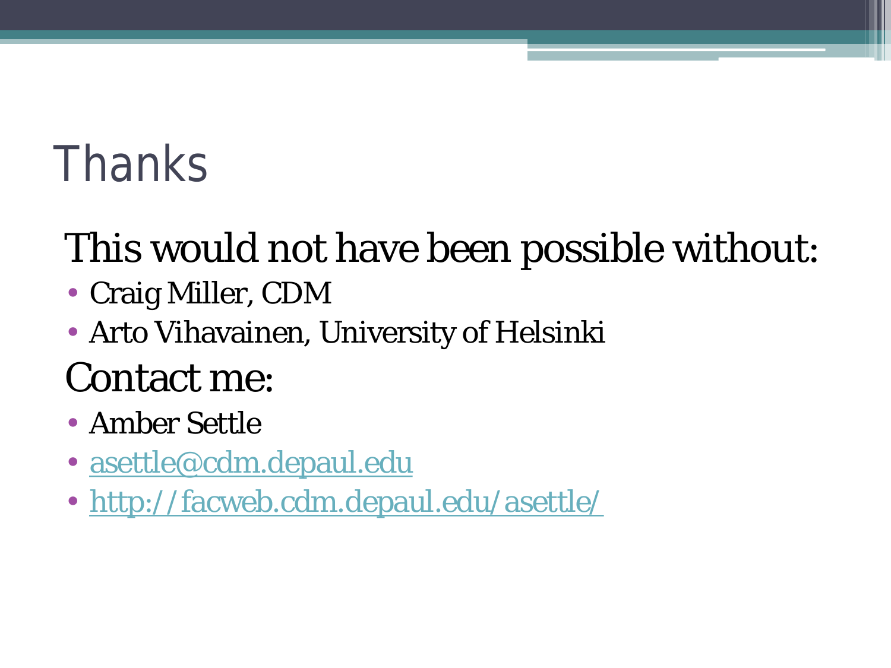# Thanks

This would not have been possible without:

- Craig Miller, CDM
- Arto Vihavainen, University of Helsinki

Contact me:

- Amber Settle
- asettle@cdm.depaul.edu
- http://facweb.cdm.depaul.edu/asettle/